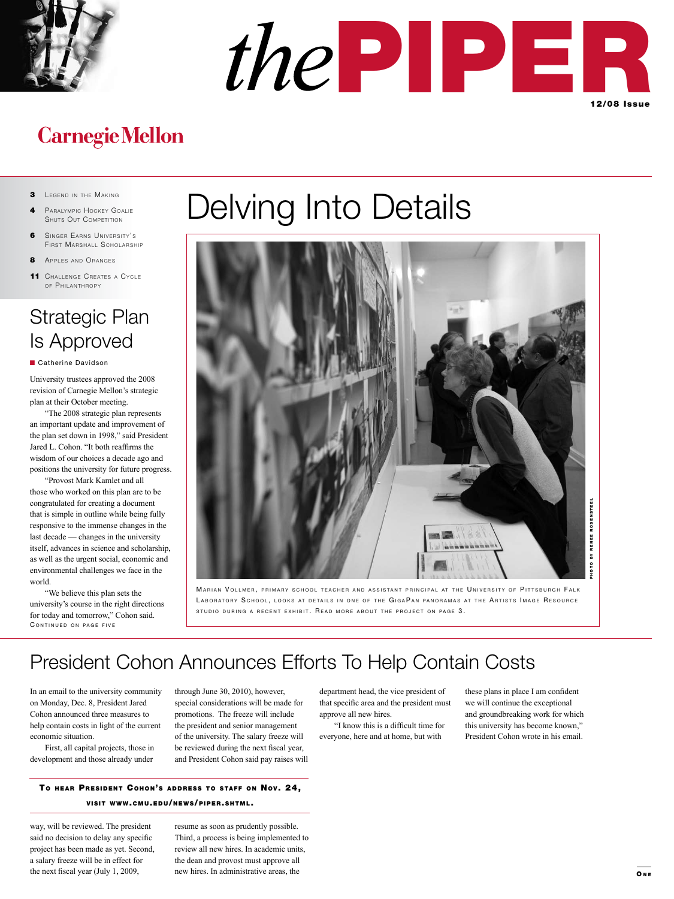# thePIPER

12/08 Issue

Carnegie Mellon

- **3** Legend in the Making
- **4** Paralympic Hockey Goalie Shuts Out Competition
- **6** Singer Earns University's First Marshall Scholarship
- **8** Apples and Oranges
- **11** Challenge Creates a Cycle of Philanthropy

## Delving Into Details

Photo by Renee Rosensteel

Marian Vollmer, primary school teacher and assistant principal at the University of Pittsburgh Falk Laboratory School, looks at details in one of the GigaPan panoramas at the Artists Image Resource studio during a recent exhibit. Read more about the project on page 3.

## Strategic Plan Is Approved

Catherine Davidson

University trustees approved the 2008 revision of Carnegie Mellon's strategic plan at their October meeting.

"The 2008 strategic plan represents an important update and improvement of the plan set down in 1998," said President Jared L. Cohon. "It both reaffirms the wisdom of our choices a decade ago and positions the university for future progress.

"Provost Mark Kamlet and all those who worked on this plan are to be congratulated for creating a document that is simple in outline while being fully responsive to the immense changes in the last decade — changes in the university itself, advances in science and scholarship, as well as the urgent social, economic and environmental challenges we face in the world.

"We believe this plan sets the university's course in the right directions for today and tomorrow," Cohon said.

Continued on page five

## President Cohon Announces Efforts To Help Contain Costs

In an email to the university community on Monday, Dec. 8, President Jared Cohon announced three measures to help contain costs in light of the current economic situation.

First, all capital projects, those in development and those already under way, will be reviewed. The president said no decision to delay any specific project has been made as yet. Second, a salary freeze will be in effect for the next fiscal year (July 1, 2009, through June 30, 2010), however, special considerations will be made for promotions. The freeze will include the president and senior management of the university. The salary freeze will be reviewed during the next fiscal year, and President Cohon said pay raises will resume as soon as prudently possible. Third, a process is being implemented to review all new hires. In academic units, the dean and provost must approve all new hires. In administrative areas, the department head, the vice president of that specific area and the president must approve all new hires.

"I know this is a difficult time for everyone, here and at home, but with these plans in place I am confident we will continue the exceptional and groundbreaking work for which this university has become known," President Cohon wrote in his email.

**To hear President Cohon's address to staff on Nov. 24, visit www.cmu.edu/news/piper.shtml.**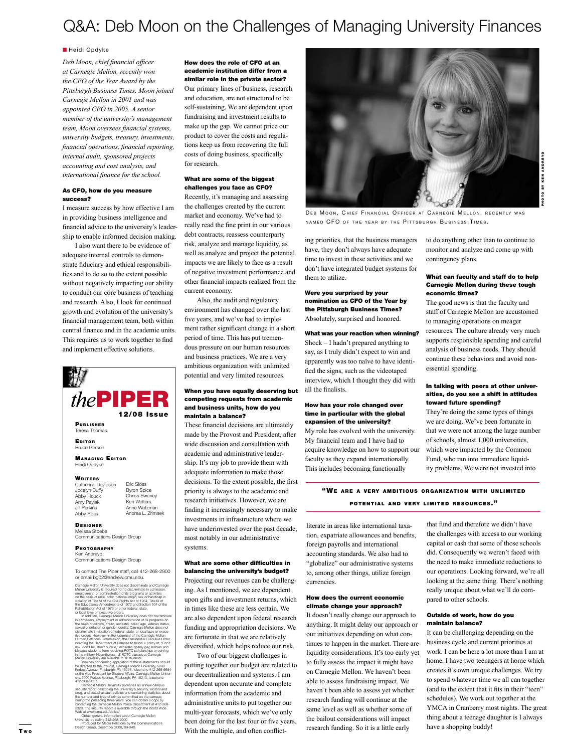# Q&A: Deb Moon on the Challenges of Managing University Finances

Heidi Opdyke

*Deb Moon, chief financial officer at Carnegie Mellon, recently won the CFO of the Year Award by the Pittsburgh Business Times. Moon joined Carnegie Mellon in 2001 and was appointed CFO in 2005. A senior member of the university's management team, Moon oversees financial systems, university budgets, treasury, investments, financial operations, financial reporting, internal audit, sponsored projects accounting and cost analysis, and international finance for the school.*

**As CFO, how do you measure success?**

I measure success by how effective I am in providing business intelligence and financial advice to the university's leadership to enable informed decision making.

I also want there to be evidence of adequate internal controls to demonstrate fiduciary and ethical responsibilities and to do so to the extent possible without negatively impacting our ability to conduct our core business of teaching and research. Also, I look for continued growth and evolution of the university's financial management team, both within central finance and in the academic units. This requires us to work together to find and implement effective solutions.

**How does the role of CFO at an academic institution differ from a similar role in the private sector?**

Our primary lines of business, research and education, are not structured to be self-sustaining. We are dependent upon fundraising and investment results to make up the gap. We cannot price our product to cover the costs and regulations keep us from recovering the full costs of doing business, specifically for research.

**What are some of the biggest challenges you face as CFO?**

Recently, it's managing and assessing the challenges created by the current market and economy. We've had to really read the fine print in our various debt contracts, reassess counterparty risk, analyze and manage liquidity, as well as analyze and project the potential impacts we are likely to face as a result of negative investment performance and other financial impacts realized from the current economy.

Also, the audit and regulatory environment has changed over the last five years, and we've had to implement rather significant change in a short period of time. This has put tremendous pressure on our human resources and business practices. We are a very ambitious organization with unlimited potential and very limited resources.

**When you have equally deserving but competing requests from academic and business units, how do you maintain a balance?**

These financial decisions are ultimately made by the Provost and President, after wide discussion and consultation with academic and administrative leadership. It's my job to provide them with adequate information to make those decisions. To the extent possible, the first priority is always to the academic and research initiatives. However, we are finding it increasingly necessary to make investments in infrastructure where we have underinvested over the past decade, most notably in our administrative systems.

**What are some other difficulties in balancing the university's budget?**

Projecting our revenues can be challenging. As I mentioned, we are dependent upon gifts and investment returns, which in times like these are less certain. We are also dependent upon federal research funding and appropriation decisions. We are fortunate in that we are relatively diversified, which helps reduce our risk.

Two of our biggest challenges in putting together our budget are related to our decentralization and systems. I am dependent upon accurate and complete information from the academic and administrative units to put together our multi-year forecasts, which we've only been doing for the last four or five years. With the multiple, and often conflicting priorities, that the business managers have, they don't always have adequate time to invest in these activities and we don't have integrated budget systems for them to utilize.

**Were you surprised by your nomination as CFO of the Year by the Pittsburgh Business Times?**

Absolutely, surprised and honored.

**What was your reaction when winning?**

Shock – I hadn't prepared anything to say, as I truly didn't expect to win and apparently was too naïve to have identified the signs, such as the videotaped interview, which I thought they did with all the finalists.

**How has your role changed over time in particular with the global expansion of the university?**

My role has evolved with the university. My financial team and I have had to acquire knowledge on how to support our faculty as they expand internationally. This includes becoming functionally literate in areas like international taxation, expatriate allowances and benefits, foreign payrolls and international accounting standards. We also had to "globalize" our administrative systems to, among other things, utilize foreign currencies.

**How does the current economic climate change your approach?**

It doesn't really change our approach to anything. It might delay our approach or our initiatives depending on what continues to happen in the market. There are liquidity considerations. It's too early yet to fully assess the impact it might have on Carnegie Mellon. We haven't been able to assess fundraising impact. We haven't been able to assess yet whether research funding will continue at the same level as well as whether some of the bailout considerations will impact research funding. So it is a little early to do anything other than to continue to monitor and analyze and come up with contingency plans.

**What can faculty and staff do to help Carnegie Mellon during these tough economic times?**

The good news is that the faculty and staff of Carnegie Mellon are accustomed to managing operations on meager resources. The culture already very much supports responsible spending and careful analysis of business needs. They should continue these behaviors and avoid non-essential spending.

**In talking with peers at other universities, do you see a shift in attitudes toward future spending?**

They're doing the same types of things we are doing. We've been fortunate in that we were not among the large number of schools, almost 1,000 universities, which were impacted by the Common Fund, who ran into immediate liquidity problems. We were not invested into that fund and therefore we didn't have the challenges with access to our working capital or cash that some of those schools did. Consequently we weren't faced with the need to make immediate reductions to our operations. Looking forward, we're all looking at the same thing. There's nothing really unique about what we'll do compared to other schools.

**"We are a very ambitious organization with unlimited potential and very limited resources."**

**Outside of work, how do you maintain balance?**

It can be challenging depending on the business cycle and current priorities at work. I can be here a lot more than I am at home. I have two teenagers at home which creates it's own unique challenges. We try to spend whatever time we all can together (and to the extent that it fits in their "teen" schedules). We work out together at the YMCA in Cranberry most nights. The great thing about a teenage daughter is I always have a shopping buddy!

DEB MOON, CHIEF FINANCIAL OFFICER AT CARNEGIE MELLON, RECENTLY WAS NAMED CFO OF THE YEAR BY THE PITTSBURGH BUSINESS TIMES.

PHOTO BY KEN ANDREYO

---

**thePIPER** 12/08 Issue

**Publisher**
Teresa Thomas

**Editor**
Bruce Gerson

**Managing Editor**
Heidi Opdyke

**Writers**
Catherine Davidson, Jocelyn Duffy, Abby Houck, Amy Pavlak, Jill Perkins, Abby Ross, Eric Sloss, Byron Spice, Chriss Swaney, Ken Walters, Anne Watzman, Andrea L. Zrimsek

**Designer**
Melissa Stoebe
Communications Design Group

**Photography**
Ken Andreyo
Communications Design Group

To contact The Piper staff, call 412-268-2900 or email bg02@andrew.cmu.edu.

Carnegie Mellon University does not discriminate and Carnegie Mellon University is required not to discriminate in admission, employment, or administration of its programs or activities on the basis of race, color, national origin, sex or handicap in violation of Title VI of the Civil Rights Act of 1964, Title IX of the Educational Amendments of 1972 and Section 504 of the Rehabilitation Act of 1973 or other federal, state, or local laws or executive orders.

In addition, Carnegie Mellon University does not discriminate in admission, employment or administration of its programs on the basis of religion, creed, ancestry, belief, age, veteran status, sexual orientation or gender identity. Carnegie Mellon does not discriminate in violation of federal, state, or local laws or executive orders. However, in the judgment of the Carnegie Mellon Human Relations Commission, the Presidential Executive Order directing the Department of Defense to follow a policy of, "Don't ask, don't tell, don't pursue," excludes openly gay, lesbian and bisexual students from receiving ROTC scholarships or serving in the military. Nevertheless, all ROTC classes at Carnegie Mellon University are available to all students.

Inquiries concerning application of these statements should be directed to the Provost, Carnegie Mellon University, 5000 Forbes Avenue, Pittsburgh, PA 15213, telephone 412-268-6684 or the Vice President for Student Affairs, Carnegie Mellon University, 5000 Forbes Avenue, Pittsburgh, PA 15213, telephone 412-268-2057.

Carnegie Mellon University publishes an annual campus security report describing the university's security, alcohol and drug, and sexual assault policies and containing statistics about the number and type of crimes committed on the campus during the preceding three years. You can obtain a copy by contacting the Carnegie Mellon Police Department at 412-268-2323. The security report is available through the World Wide Web at www.cmu.edu/police/.

Obtain general information about Carnegie Mellon University by calling 412-268-2000.

Produced for Media Relations by the Communications Design Group, December 2008, 09-340.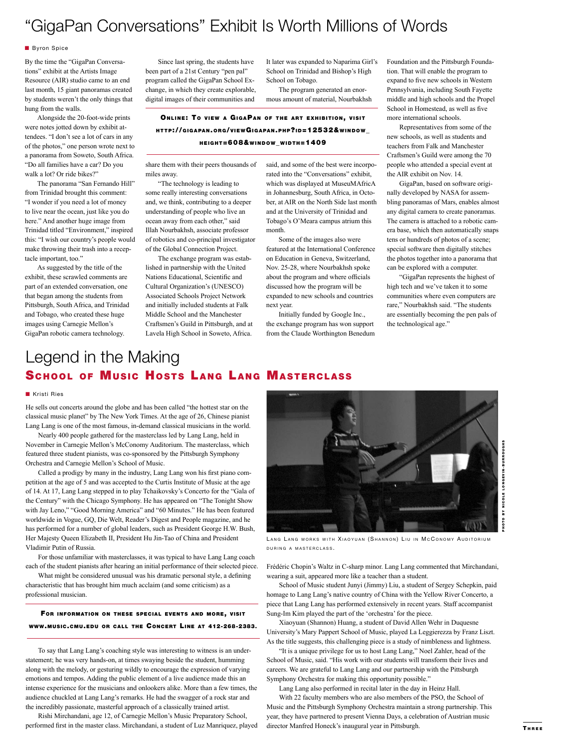# "GigaPan Conversations" Exhibit Is Worth Millions of Words

■ Byron Spice

By the time the "GigaPan Conversations" exhibit at the Artists Image Resource (AIR) studio came to an end last month, 15 giant panoramas created by students weren't the only things that hung from the walls.

Alongside the 20-foot-wide prints were notes jotted down by exhibit attendees. "I don't see a lot of cars in any of the photos," one person wrote next to a panorama from Soweto, South Africa. "Do all families have a car? Do you walk a lot? Or ride bikes?"

The panorama "San Fernando Hill" from Trinidad brought this comment: "I wonder if you need a lot of money to live near the ocean, just like you do here." And another huge image from Trinidad titled "Environment," inspired this: "I wish our country's people would make throwing their trash into a receptacle important, too."

As suggested by the title of the exhibit, these scrawled comments are part of an extended conversation, one that began among the students from Pittsburgh, South Africa, and Trinidad and Tobago, who created these huge images using Carnegie Mellon's GigaPan robotic camera technology.

Since last spring, the students have been part of a 21st Century "pen pal" program called the GigaPan School Exchange, in which they create explorable, digital images of their communities and share them with their peers thousands of miles away.

**Online: To view a GigaPan of the art exhibition, visit http://gigapan.org/viewGigapan.php?id=12532&window_height=608&window_width=1409**

"The technology is leading to some really interesting conversations and, we think, contributing to a deeper understanding of people who live an ocean away from each other," said Illah Nourbakhsh, associate professor of robotics and co-principal investigator of the Global Connection Project.

The exchange program was established in partnership with the United Nations Educational, Scientific and Cultural Organization's (UNESCO) Associated Schools Project Network and initially included students at Falk Middle School and the Manchester Craftsmen's Guild in Pittsburgh, and at Lavela High School in Soweto, Africa. It later was expanded to Naparima Girl's School on Trinidad and Bishop's High School on Tobago.

The program generated an enormous amount of material, Nourbakhsh said, and some of the best were incorporated into the "Conversations" exhibit, which was displayed at MuseuMAfricA in Johannesburg, South Africa, in October, at AIR on the North Side last month and at the University of Trinidad and Tobago's O'Meara campus atrium this month.

Some of the images also were featured at the International Conference on Education in Geneva, Switzerland, Nov. 25-28, where Nourbakhsh spoke about the program and where officials discussed how the program will be expanded to new schools and countries next year.

Initially funded by Google Inc., the exchange program has won support from the Claude Worthington Benedum Foundation and the Pittsburgh Foundation. That will enable the program to expand to five new schools in Western Pennsylvania, including South Fayette middle and high schools and the Propel School in Homestead, as well as five more international schools.

Representatives from some of the new schools, as well as students and teachers from Falk and Manchester Craftsmen's Guild were among the 70 people who attended a special event at the AIR exhibit on Nov. 14.

GigaPan, based on software originally developed by NASA for assembling panoramas of Mars, enables almost any digital camera to create panoramas. The camera is attached to a robotic camera base, which then automatically snaps tens or hundreds of photos of a scene; special software then digitally stitches the photos together into a panorama that can be explored with a computer.

"GigaPan represents the highest of high tech and we've taken it to some communities where even computers are rare," Nourbakhsh said. "The students are essentially becoming the pen pals of the technological age."

# Legend in the Making

## School of Music Hosts Lang Lang Masterclass

■ Kristi Ries

He sells out concerts around the globe and has been called "the hottest star on the classical music planet" by The New York Times. At the age of 26, Chinese pianist Lang Lang is one of the most famous, in-demand classical musicians in the world.

Nearly 400 people gathered for the masterclass led by Lang Lang, held in November in Carnegie Mellon's McConomy Auditorium. The masterclass, which featured three student pianists, was co-sponsored by the Pittsburgh Symphony Orchestra and Carnegie Mellon's School of Music.

Called a prodigy by many in the industry, Lang Lang won his first piano competition at the age of 5 and was accepted to the Curtis Institute of Music at the age of 14. At 17, Lang Lang stepped in to play Tchaikovsky's Concerto for the "Gala of the Century" with the Chicago Symphony. He has appeared on "The Tonight Show with Jay Leno," "Good Morning America" and "60 Minutes." He has been featured worldwide in Vogue, GQ, Die Welt, Reader's Digest and People magazine, and he has performed for a number of global leaders, such as President George H.W. Bush, Her Majesty Queen Elizabeth II, President Hu Jin-Tao of China and President Vladimir Putin of Russia.

For those unfamiliar with masterclasses, it was typical to have Lang Lang coach each of the student pianists after hearing an initial performance of their selected piece.

What might be considered unusual was his dramatic personal style, a defining characteristic that has brought him much acclaim (and some criticism) as a professional musician.

**For information on these special events and more, visit www.music.cmu.edu or call the Concert Line at 412-268-2383.**

To say that Lang Lang's coaching style was interesting to witness is an understatement; he was very hands-on, at times swaying beside the student, humming along with the melody, or gesturing wildly to encourage the expression of varying emotions and tempos. Adding the public element of a live audience made this an intense experience for the musicians and onlookers alike. More than a few times, the audience chuckled at Lang Lang's remarks. He had the swagger of a rock star and the incredibly passionate, masterful approach of a classically trained artist.

Rishi Mirchandani, age 12, of Carnegie Mellon's Music Preparatory School, performed first in the master class. Mirchandani, a student of Luz Manriquez, played Frédéric Chopin's Waltz in C-sharp minor. Lang Lang commented that Mirchandani, wearing a suit, appeared more like a teacher than a student.

Lang Lang works with Xiaoyuan (Shannon) Liu in McConomy Auditorium during a masterclass.

Photo by Nicole Longevin-Burroughs

School of Music student Junyi (Jimmy) Liu, a student of Sergey Schepkin, paid homage to Lang Lang's native country of China with the Yellow River Concerto, a piece that Lang Lang has performed extensively in recent years. Staff accompanist Sung-Im Kim played the part of the 'orchestra' for the piece.

Xiaoyuan (Shannon) Huang, a student of David Allen Wehr in Duquesne University's Mary Pappert School of Music, played La Leggierezza by Franz Liszt. As the title suggests, this challenging piece is a study of nimbleness and lightness.

"It is a unique privilege for us to host Lang Lang," Noel Zahler, head of the School of Music, said. "His work with our students will transform their lives and careers. We are grateful to Lang Lang and our partnership with the Pittsburgh Symphony Orchestra for making this opportunity possible."

Lang Lang also performed in recital later in the day in Heinz Hall.

With 22 faculty members who are also members of the PSO, the School of Music and the Pittsburgh Symphony Orchestra maintain a strong partnership. This year, they have partnered to present Vienna Days, a celebration of Austrian music director Manfred Honeck's inaugural year in Pittsburgh.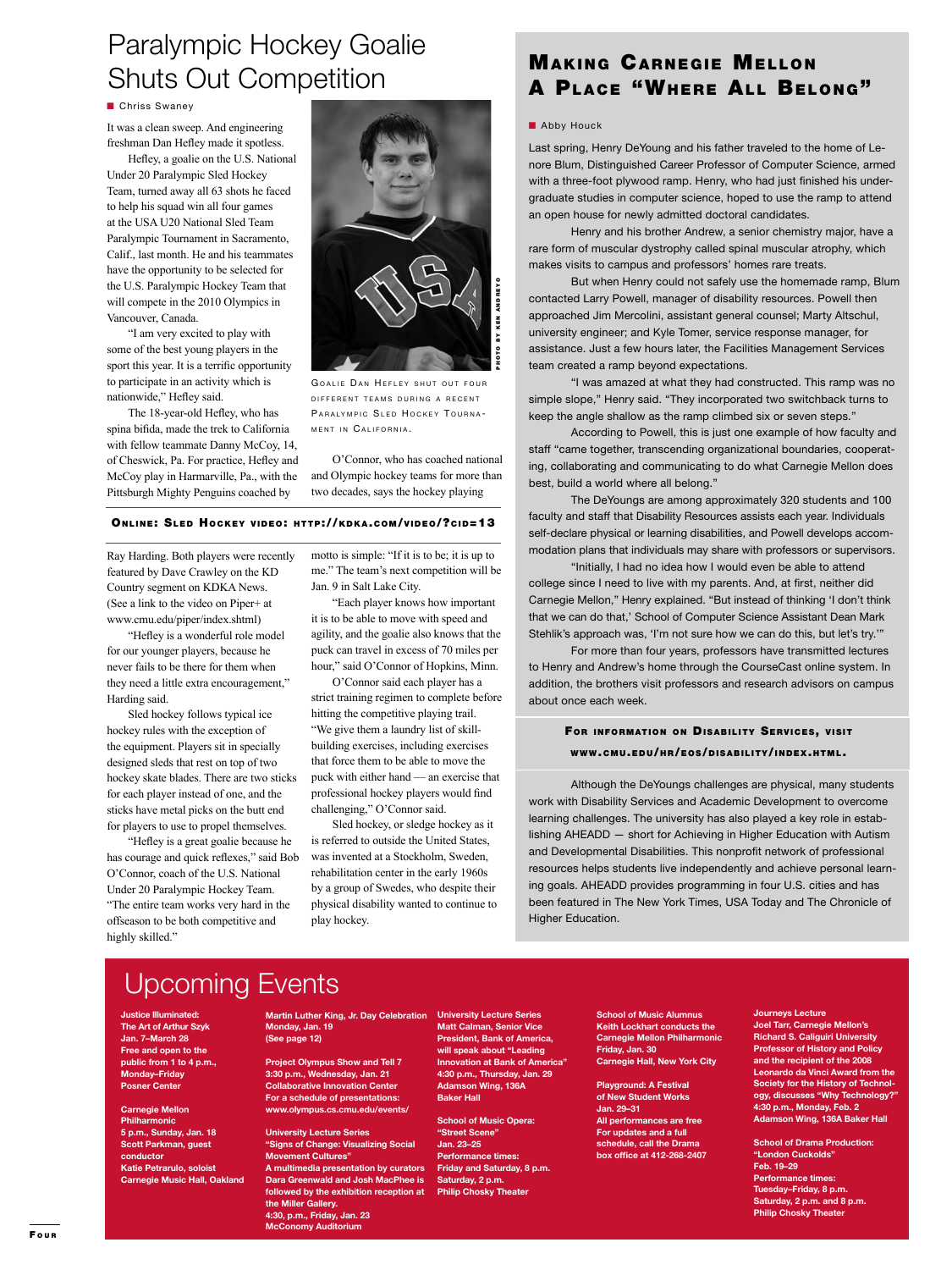# Paralympic Hockey Goalie Shuts Out Competition

Chriss Swaney

It was a clean sweep. And engineering freshman Dan Hefley made it spotless.

Hefley, a goalie on the U.S. National Under 20 Paralympic Sled Hockey Team, turned away all 63 shots he faced to help his squad win all four games at the USA U20 National Sled Team Paralympic Tournament in Sacramento, Calif., last month. He and his teammates have the opportunity to be selected for the U.S. Paralympic Hockey Team that will compete in the 2010 Olympics in Vancouver, Canada.

"I am very excited to play with some of the best young players in the sport this year. It is a terrific opportunity to participate in an activity which is nationwide," Hefley said.

The 18-year-old Hefley, who has spina bifida, made the trek to California with fellow teammate Danny McCoy, 14, of Cheswick, Pa. For practice, Hefley and McCoy play in Harmarville, Pa., with the Pittsburgh Mighty Penguins coached by Ray Harding. Both players were recently featured by Dave Crawley on the KD Country segment on KDKA News. (See a link to the video on Piper+ at www.cmu.edu/piper/index.shtml)

"Hefley is a wonderful role model for our younger players, because he never fails to be there for them when they need a little extra encouragement," Harding said.

Sled hockey follows typical ice hockey rules with the exception of the equipment. Players sit in specially designed sleds that rest on top of two hockey skate blades. There are two sticks for each player instead of one, and the sticks have metal picks on the butt end for players to use to propel themselves.

"Hefley is a great goalie because he has courage and quick reflexes," said Bob O'Connor, coach of the U.S. National Under 20 Paralympic Hockey Team. "The entire team works very hard in the offseason to be both competitive and highly skilled."

PHOTO BY KEN ANDREYO

Goalie Dan Hefley shut out four different teams during a recent Paralympic Sled Hockey Tournament in California.

O'Connor, who has coached national and Olympic hockey teams for more than two decades, says the hockey playing motto is simple: "If it is to be; it is up to me." The team's next competition will be Jan. 9 in Salt Lake City.

"Each player knows how important it is to be able to move with speed and agility, and the goalie also knows that the puck can travel in excess of 70 miles per hour," said O'Connor of Hopkins, Minn.

O'Connor said each player has a strict training regimen to complete before hitting the competitive playing trail. "We give them a laundry list of skill-building exercises, including exercises that force them to be able to move the puck with either hand — an exercise that professional hockey players would find challenging," O'Connor said.

Sled hockey, or sledge hockey as it is referred to outside the United States, was invented at a Stockholm, Sweden, rehabilitation center in the early 1960s by a group of Swedes, who despite their physical disability wanted to continue to play hockey.

**Online: Sled Hockey video: http://kdka.com/video/?cid=13**

# Making Carnegie Mellon A Place "Where All Belong"

Abby Houck

Last spring, Henry DeYoung and his father traveled to the home of Lenore Blum, Distinguished Career Professor of Computer Science, armed with a three-foot plywood ramp. Henry, who had just finished his undergraduate studies in computer science, hoped to use the ramp to attend an open house for newly admitted doctoral candidates.

Henry and his brother Andrew, a senior chemistry major, have a rare form of muscular dystrophy called spinal muscular atrophy, which makes visits to campus and professors' homes rare treats.

But when Henry could not safely use the homemade ramp, Blum contacted Larry Powell, manager of disability resources. Powell then approached Jim Mercolini, assistant general counsel; Marty Altschul, university engineer; and Kyle Tomer, service response manager, for assistance. Just a few hours later, the Facilities Management Services team created a ramp beyond expectations.

"I was amazed at what they had constructed. This ramp was no simple slope," Henry said. "They incorporated two switchback turns to keep the angle shallow as the ramp climbed six or seven steps."

According to Powell, this is just one example of how faculty and staff "came together, transcending organizational boundaries, cooperating, collaborating and communicating to do what Carnegie Mellon does best, build a world where all belong."

The DeYoungs are among approximately 320 students and 100 faculty and staff that Disability Resources assists each year. Individuals self-declare physical or learning disabilities, and Powell develops accommodation plans that individuals may share with professors or supervisors.

"Initially, I had no idea how I would even be able to attend college since I need to live with my parents. And, at first, neither did Carnegie Mellon," Henry explained. "But instead of thinking 'I don't think that we can do that,' School of Computer Science Assistant Dean Mark Stehlik's approach was, 'I'm not sure how we can do this, but let's try.'"

For more than four years, professors have transmitted lectures to Henry and Andrew's home through the CourseCast online system. In addition, the brothers visit professors and research advisors on campus about once each week.

**For information on Disability Services, visit www.cmu.edu/hr/eos/disability/index.html.**

Although the DeYoungs challenges are physical, many students work with Disability Services and Academic Development to overcome learning challenges. The university has also played a key role in establishing AHEADD — short for Achieving in Higher Education with Autism and Developmental Disabilities. This nonprofit network of professional resources helps students live independently and achieve personal learning goals. AHEADD provides programming in four U.S. cities and has been featured in The New York Times, USA Today and The Chronicle of Higher Education.

# Upcoming Events

**Justice Illuminated: The Art of Arthur Szyk**
Jan. 7–March 28
Free and open to the public from 1 to 4 p.m., Monday–Friday
Posner Center

**Carnegie Mellon Philharmonic**
5 p.m., Sunday, Jan. 18
Scott Parkman, guest conductor
Katie Petrarulo, soloist
Carnegie Music Hall, Oakland

**Martin Luther King, Jr. Day Celebration**
Monday, Jan. 19
(See page 12)

**Project Olympus Show and Tell 7**
3:30 p.m., Wednesday, Jan. 21
Collaborative Innovation Center
For a schedule of presentations: www.olympus.cs.cmu.edu/events/

**University Lecture Series**
"Signs of Change: Visualizing Social Movement Cultures"
A multimedia presentation by curators Dara Greenwald and Josh MacPhee is followed by the exhibition reception at the Miller Gallery.
4:30, p.m., Friday, Jan. 23
McConomy Auditorium

**University Lecture Series**
Matt Calman, Senior Vice President, Bank of America, will speak about "Leading Innovation at Bank of America"
4:30 p.m., Thursday, Jan. 29
Adamson Wing, 136A Baker Hall

**School of Music Opera: "Street Scene"**
Jan. 23–25
Performance times: Friday and Saturday, 8 p.m. Saturday, 2 p.m.
Philip Chosky Theater

**School of Music Alumnus Keith Lockhart conducts the Carnegie Mellon Philharmonic**
Friday, Jan. 30
Carnegie Hall, New York City

**Playground: A Festival of New Student Works**
Jan. 29–31
All performances are free
For updates and a full schedule, call the Drama box office at 412-268-2407

**Journeys Lecture**
Joel Tarr, Carnegie Mellon's Richard S. Caliguiri University Professor of History and Policy and the recipient of the 2008 Leonardo da Vinci Award from the Society for the History of Technology, discusses "Why Technology?"
4:30 p.m., Monday, Feb. 2
Adamson Wing, 136A Baker Hall

**School of Drama Production: "London Cuckolds"**
Feb. 19–29
Performance times: Tuesday–Friday, 8 p.m. Saturday, 2 p.m. and 8 p.m.
Philip Chosky Theater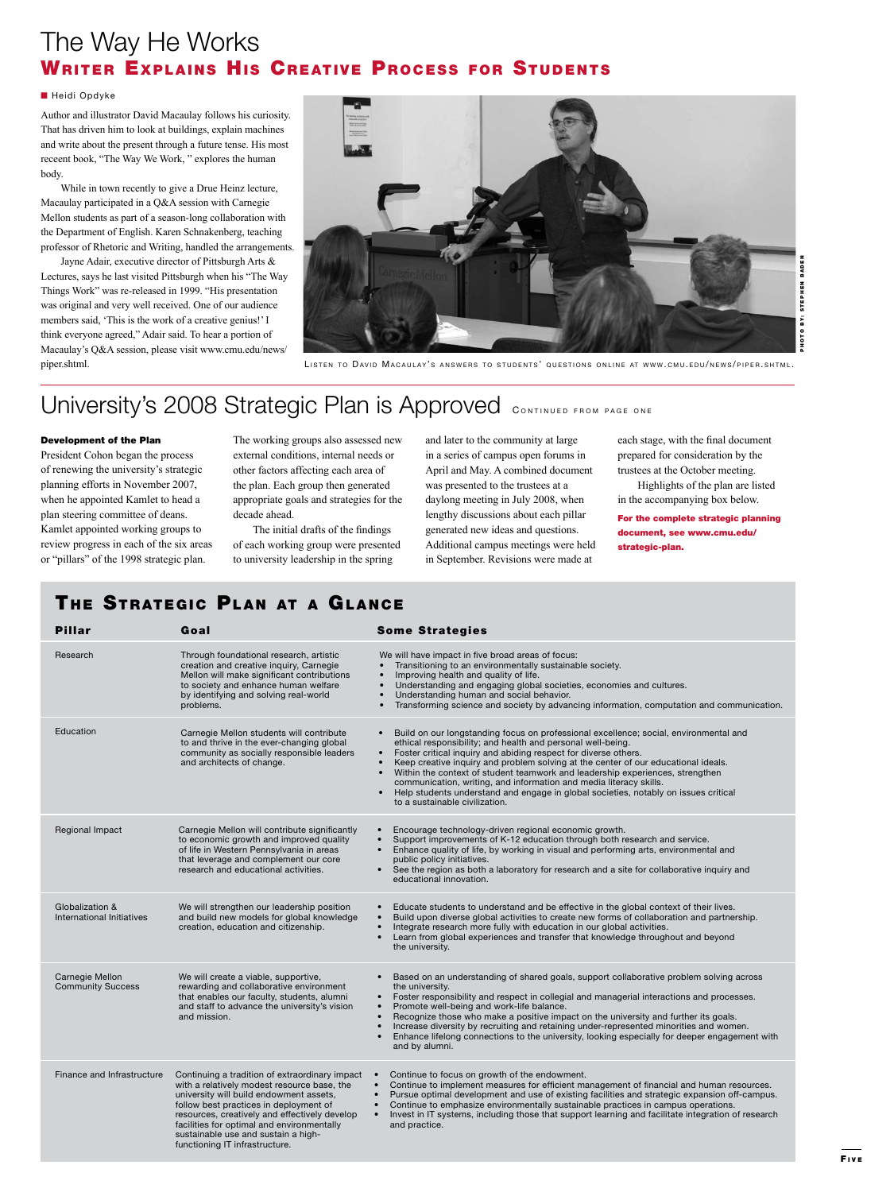# The Way He Works

## Writer Explains His Creative Process for Students

Heidi Opdyke

Author and illustrator David Macaulay follows his curiosity. That has driven him to look at buildings, explain machines and write about the present through a future tense. His most recent book, "The Way We Work, " explores the human body.

While in town recently to give a Drue Heinz lecture, Macaulay participated in a Q&A session with Carnegie Mellon students as part of a season-long collaboration with the Department of English. Karen Schnakenberg, teaching professor of Rhetoric and Writing, handled the arrangements.

Jayne Adair, executive director of Pittsburgh Arts & Lectures, says he last visited Pittsburgh when his "The Way Things Work" was re-released in 1999. "His presentation was original and very well received. One of our audience members said, 'This is the work of a creative genius!' I think everyone agreed," Adair said. To hear a portion of Macaulay's Q&A session, please visit www.cmu.edu/news/piper.shtml.

PHOTO BY: STEPHEN BADEN

Listen to David Macaulay's answers to students' questions online at www.cmu.edu/news/piper.shtml.

# University's 2008 Strategic Plan is Approved

Continued from page one

**Development of the Plan**

President Cohon began the process of renewing the university's strategic planning efforts in November 2007, when he appointed Kamlet to head a plan steering committee of deans. Kamlet appointed working groups to review progress in each of the six areas or "pillars" of the 1998 strategic plan.

The working groups also assessed new external conditions, internal needs or other factors affecting each area of the plan. Each group then generated appropriate goals and strategies for the decade ahead.

The initial drafts of the findings of each working group were presented to university leadership in the spring and later to the community at large in a series of campus open forums in April and May. A combined document was presented to the trustees at a daylong meeting in July 2008, when lengthy discussions about each pillar generated new ideas and questions. Additional campus meetings were held in September. Revisions were made at each stage, with the final document prepared for consideration by the trustees at the October meeting.

Highlights of the plan are listed in the accompanying box below.

**For the complete strategic planning document, see www.cmu.edu/strategic-plan.**

## The Strategic Plan at a Glance

| Pillar | Goal | Some Strategies |
|---|---|---|
| Research | Through foundational research, artistic creation and creative inquiry, Carnegie Mellon will make significant contributions to society and enhance human welfare by identifying and solving real-world problems. | We will have impact in five broad areas of focus:<br>• Transitioning to an environmentally sustainable society.<br>• Improving health and quality of life.<br>• Understanding and engaging global societies, economies and cultures.<br>• Understanding human and social behavior.<br>• Transforming science and society by advancing information, computation and communication. |
| Education | Carnegie Mellon students will contribute to and thrive in the ever-changing global community as socially responsible leaders and architects of change. | • Build on our longstanding focus on professional excellence; social, environmental and ethical responsibility; and health and personal well-being.<br>• Foster critical inquiry and abiding respect for diverse others.<br>• Keep creative inquiry and problem solving at the center of our educational ideals.<br>• Within the context of student teamwork and leadership experiences, strengthen communication, writing, and information and media literacy skills.<br>• Help students understand and engage in global societies, notably on issues critical to a sustainable civilization. |
| Regional Impact | Carnegie Mellon will contribute significantly to economic growth and improved quality of life in Western Pennsylvania in areas that leverage and complement our core research and educational activities. | • Encourage technology-driven regional economic growth.<br>• Support improvements of K-12 education through both research and service.<br>• Enhance quality of life, by working in visual and performing arts, environmental and public policy initiatives.<br>• See the region as both a laboratory for research and a site for collaborative inquiry and educational innovation. |
| Globalization & International Initiatives | We will strengthen our leadership position and build new models for global knowledge creation, education and citizenship. | • Educate students to understand and be effective in the global context of their lives.<br>• Build upon diverse global activities to create new forms of collaboration and partnership.<br>• Integrate research more fully with education in our global activities.<br>• Learn from global experiences and transfer that knowledge throughout and beyond the university. |
| Carnegie Mellon Community Success | We will create a viable, supportive, rewarding and collaborative environment that enables our faculty, students, alumni and staff to advance the university's vision and mission. | • Based on an understanding of shared goals, support collaborative problem solving across the university.<br>• Foster responsibility and respect in collegial and managerial interactions and processes.<br>• Promote well-being and work-life balance.<br>• Recognize those who make a positive impact on the university and further its goals.<br>• Increase diversity by recruiting and retaining under-represented minorities and women.<br>• Enhance lifelong connections to the university, looking especially for deeper engagement with and by alumni. |
| Finance and Infrastructure | Continuing a tradition of extraordinary impact with a relatively modest resource base, the university will build endowment assets, follow best practices in deployment of resources, creatively and effectively develop facilities for optimal and environmentally sustainable use and sustain a high-functioning IT infrastructure. | • Continue to focus on growth of the endowment.<br>• Continue to implement measures for efficient management of financial and human resources.<br>• Pursue optimal development and use of existing facilities and strategic expansion off-campus.<br>• Continue to emphasize environmentally sustainable practices in campus operations.<br>• Invest in IT systems, including those that support learning and facilitate integration of research and practice. |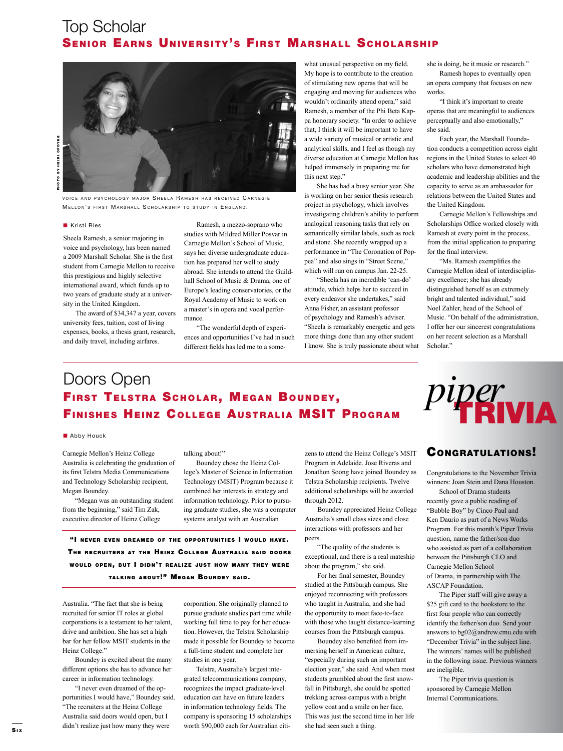# Top Scholar

## Senior Earns University's First Marshall Scholarship

PHOTO BY HEIDI OPDYKE

Voice and psychology major Sheela Ramesh has received Carnegie Mellon's first Marshall Scholarship to study in England.

■ Kristi Ries

Sheela Ramesh, a senior majoring in voice and psychology, has been named a 2009 Marshall Scholar. She is the first student from Carnegie Mellon to receive this prestigious and highly selective international award, which funds up to two years of graduate study at a university in the United Kingdom.

The award of $34,347 a year, covers university fees, tuition, cost of living expenses, books, a thesis grant, research, and daily travel, including airfares.

Ramesh, a mezzo-soprano who studies with Mildred Miller Posvar in Carnegie Mellon's School of Music, says her diverse undergraduate education has prepared her well to study abroad. She intends to attend the Guildhall School of Music & Drama, one of Europe's leading conservatories, or the Royal Academy of Music to work on a master's in opera and vocal performance.

"The wonderful depth of experiences and opportunities I've had in such different fields has led me to a somewhat unusual perspective on my field. My hope is to contribute to the creation of stimulating new operas that will be engaging and moving for audiences who wouldn't ordinarily attend opera," said Ramesh, a member of the Phi Beta Kappa honorary society. "In order to achieve that, I think it will be important to have a wide variety of musical or artistic and analytical skills, and I feel as though my diverse education at Carnegie Mellon has helped immensely in preparing me for this next step."

She has had a busy senior year. She is working on her senior thesis research project in psychology, which involves investigating children's ability to perform analogical reasoning tasks that rely on semantically similar labels, such as rock and stone. She recently wrapped up a performance in "The Coronation of Poppea" and also sings in "Street Scene," which will run on campus Jan. 22-25.

"Sheela has an incredible 'can-do' attitude, which helps her to succeed in every endeavor she undertakes," said Anna Fisher, an assistant professor of psychology and Ramesh's adviser. "Sheela is remarkably energetic and gets more things done than any other student I know. She is truly passionate about what she is doing, be it music or research."

Ramesh hopes to eventually open an opera company that focuses on new works.

"I think it's important to create operas that are meaningful to audiences perceptually and also emotionally," she said.

Each year, the Marshall Foundation conducts a competition across eight regions in the United States to select 40 scholars who have demonstrated high academic and leadership abilities and the capacity to serve as an ambassador for relations between the United States and the United Kingdom.

Carnegie Mellon's Fellowships and Scholarships Office worked closely with Ramesh at every point in the process, from the initial application to preparing for the final interview.

"Ms. Ramesh exemplifies the Carnegie Mellon ideal of interdisciplinary excellence; she has already distinguished herself as an extremely bright and talented individual," said Noel Zahler, head of the School of Music. "On behalf of the administration, I offer her our sincerest congratulations on her recent selection as a Marshall Scholar."

# Doors Open

## First Telstra Scholar, Megan Boundey, Finishes Heinz College Australia MSIT Program

■ Abby Houck

Carnegie Mellon's Heinz College Australia is celebrating the graduation of its first Telstra Media Communications and Technology Scholarship recipient, Megan Boundey.

"Megan was an outstanding student from the beginning," said Tim Zak, executive director of Heinz College Australia. "The fact that she is being recruited for senior IT roles at global corporations is a testament to her talent, drive and ambition. She has set a high bar for her fellow MSIT students in the Heinz College."

Boundey is excited about the many different options she has to advance her career in information technology.

"I never even dreamed of the opportunities I would have," Boundey said. "The recruiters at the Heinz College Australia said doors would open, but I didn't realize just how many they were talking about!"

> **"I never even dreamed of the opportunities I would have. The recruiters at the Heinz College Australia said doors would open, but I didn't realize just how many they were talking about!" Megan Boundey said.**

Boundey chose the Heinz College's Master of Science in Information Technology (MSIT) Program because it combined her interests in strategy and information technology. Prior to pursuing graduate studies, she was a computer systems analyst with an Australian corporation. She originally planned to pursue graduate studies part time while working full time to pay for her education. However, the Telstra Scholarship made it possible for Boundey to become a full-time student and complete her studies in one year.

Telstra, Australia's largest integrated telecommunications company, recognizes the impact graduate-level education can have on future leaders in information technology fields. The company is sponsoring 15 scholarships worth $90,000 each for Australian citizens to attend the Heinz College's MSIT Program in Adelaide. Jose Riveras and Jonathon Soong have joined Boundey as Telstra Scholarship recipients. Twelve additional scholarships will be awarded through 2012.

Boundey appreciated Heinz College Australia's small class sizes and close interactions with professors and her peers.

"The quality of the students is exceptional, and there is a real mateship about the program," she said.

For her final semester, Boundey studied at the Pittsburgh campus. She enjoyed reconnecting with professors who taught in Australia, and she had the opportunity to meet face-to-face with those who taught distance-learning courses from the Pittsburgh campus.

Boundey also benefited from immersing herself in American culture, "especially during such an important election year," she said. And when most students grumbled about the first snowfall in Pittsburgh, she could be spotted trekking across campus with a bright yellow coat and a smile on her face. This was just the second time in her life she had seen such a thing.

# piper TRIVIA

## Congratulations!

Congratulations to the November Trivia winners: Joan Stein and Dana Houston.

School of Drama students recently gave a public reading of "Bubble Boy" by Cinco Paul and Ken Daurio as part of a News Works Program. For this month's Piper Trivia question, name the father/son duo who assisted as part of a collaboration between the Pittsburgh CLO and Carnegie Mellon School of Drama, in partnership with The ASCAP Foundation.

The Piper staff will give away a $25 gift card to the bookstore to the first four people who can correctly identify the father/son duo. Send your answers to bg02@andrew.cmu.edu with "December Trivia" in the subject line. The winners' names will be published in the following issue. Previous winners are ineligible.

The Piper trivia question is sponsored by Carnegie Mellon Internal Communications.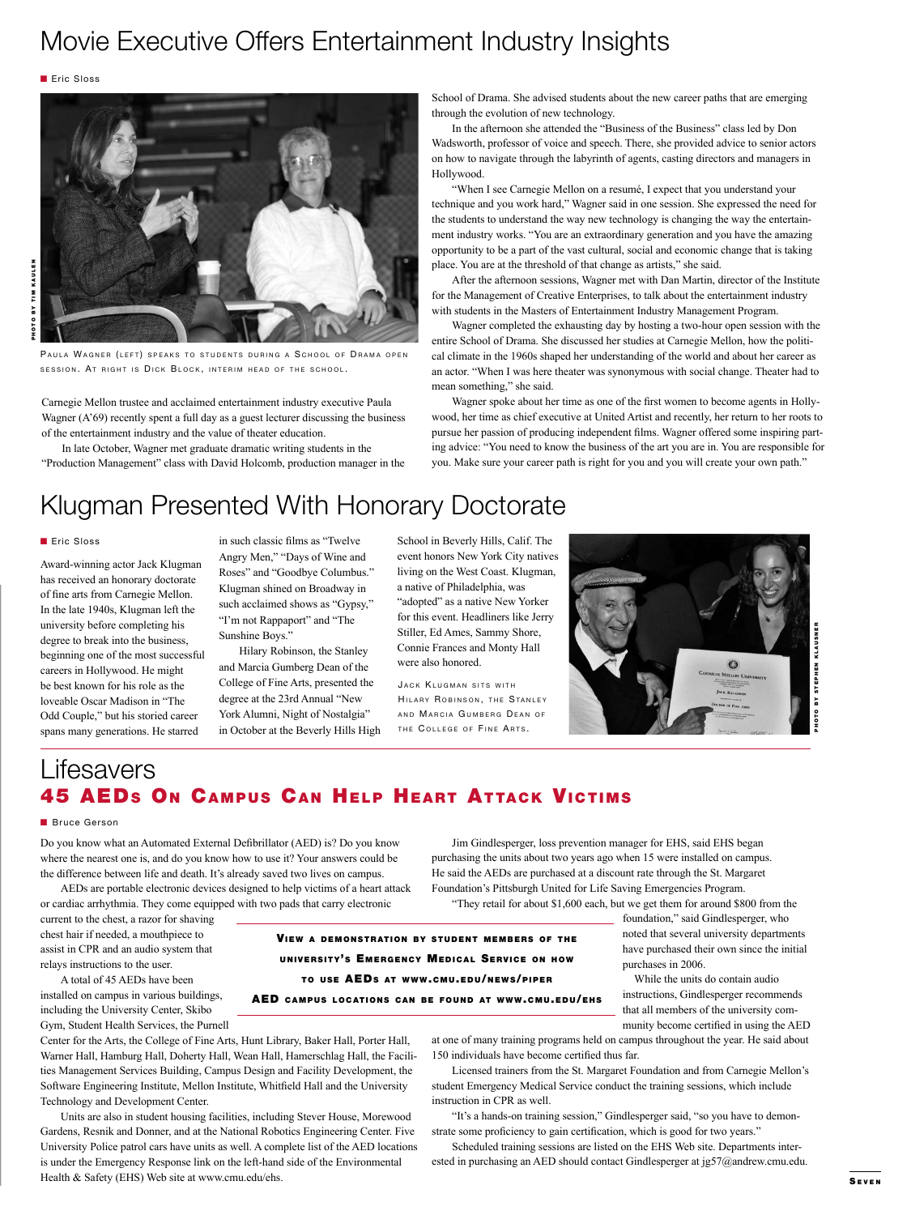# Movie Executive Offers Entertainment Industry Insights

Eric Sloss

PAULA WAGNER (LEFT) SPEAKS TO STUDENTS DURING A SCHOOL OF DRAMA OPEN SESSION. AT RIGHT IS DICK BLOCK, INTERIM HEAD OF THE SCHOOL.

PHOTO BY TIM KAULEN

Carnegie Mellon trustee and acclaimed entertainment industry executive Paula Wagner (A'69) recently spent a full day as a guest lecturer discussing the business of the entertainment industry and the value of theater education.

In late October, Wagner met graduate dramatic writing students in the "Production Management" class with David Holcomb, production manager in the School of Drama. She advised students about the new career paths that are emerging through the evolution of new technology.

In the afternoon she attended the "Business of the Business" class led by Don Wadsworth, professor of voice and speech. There, she provided advice to senior actors on how to navigate through the labyrinth of agents, casting directors and managers in Hollywood.

"When I see Carnegie Mellon on a resumé, I expect that you understand your technique and you work hard," Wagner said in one session. She expressed the need for the students to understand the way new technology is changing the way the entertainment industry works. "You are an extraordinary generation and you have the amazing opportunity to be a part of the vast cultural, social and economic change that is taking place. You are at the threshold of that change as artists," she said.

After the afternoon sessions, Wagner met with Dan Martin, director of the Institute for the Management of Creative Enterprises, to talk about the entertainment industry with students in the Masters of Entertainment Industry Management Program.

Wagner completed the exhausting day by hosting a two-hour open session with the entire School of Drama. She discussed her studies at Carnegie Mellon, how the political climate in the 1960s shaped her understanding of the world and about her career as an actor. "When I was here theater was synonymous with social change. Theater had to mean something," she said.

Wagner spoke about her time as one of the first women to become agents in Hollywood, her time as chief executive at United Artist and recently, her return to her roots to pursue her passion of producing independent films. Wagner offered some inspiring parting advice: "You need to know the business of the art you are in. You are responsible for you. Make sure your career path is right for you and you will create your own path."

# Klugman Presented With Honorary Doctorate

Eric Sloss

Award-winning actor Jack Klugman has received an honorary doctorate of fine arts from Carnegie Mellon. In the late 1940s, Klugman left the university before completing his degree to break into the business, beginning one of the most successful careers in Hollywood. He might be best known for his role as the loveable Oscar Madison in "The Odd Couple," but his storied career spans many generations. He starred in such classic films as "Twelve Angry Men," "Days of Wine and Roses" and "Goodbye Columbus." Klugman shined on Broadway in such acclaimed shows as "Gypsy," "I'm not Rappaport" and "The Sunshine Boys."

Hilary Robinson, the Stanley and Marcia Gumberg Dean of the College of Fine Arts, presented the degree at the 23rd Annual "New York Alumni, Night of Nostalgia" in October at the Beverly Hills High School in Beverly Hills, Calif. The event honors New York City natives living on the West Coast. Klugman, a native of Philadelphia, was "adopted" as a native New Yorker for this event. Headliners like Jerry Stiller, Ed Ames, Sammy Shore, Connie Frances and Monty Hall were also honored.

JACK KLUGMAN SITS WITH HILARY ROBINSON, THE STANLEY AND MARCIA GUMBERG DEAN OF THE COLLEGE OF FINE ARTS.

PHOTO BY STEPHEN KLAUSNER

# Lifesavers

## 45 AEDs On Campus Can Help Heart Attack Victims

Bruce Gerson

Do you know what an Automated External Defibrillator (AED) is? Do you know where the nearest one is, and do you know how to use it? Your answers could be the difference between life and death. It's already saved two lives on campus.

AEDs are portable electronic devices designed to help victims of a heart attack or cardiac arrhythmia. They come equipped with two pads that carry electronic current to the chest, a razor for shaving chest hair if needed, a mouthpiece to assist in CPR and an audio system that relays instructions to the user.

A total of 45 AEDs have been installed on campus in various buildings, including the University Center, Skibo Gym, Student Health Services, the Purnell Center for the Arts, the College of Fine Arts, Hunt Library, Baker Hall, Porter Hall, Warner Hall, Hamburg Hall, Doherty Hall, Wean Hall, Hamerschlag Hall, the Facilities Management Services Building, Campus Design and Facility Development, the Software Engineering Institute, Mellon Institute, Whitfield Hall and the University Technology and Development Center.

Units are also in student housing facilities, including Stever House, Morewood Gardens, Resnik and Donner, and at the National Robotics Engineering Center. Five University Police patrol cars have units as well. A complete list of the AED locations is under the Emergency Response link on the left-hand side of the Environmental Health & Safety (EHS) Web site at www.cmu.edu/ehs.

**VIEW A DEMONSTRATION BY STUDENT MEMBERS OF THE UNIVERSITY'S EMERGENCY MEDICAL SERVICE ON HOW TO USE AEDS AT WWW.CMU.EDU/NEWS/PIPER**

**AED CAMPUS LOCATIONS CAN BE FOUND AT WWW.CMU.EDU/EHS**

Jim Gindlesperger, loss prevention manager for EHS, said EHS began purchasing the units about two years ago when 15 were installed on campus. He said the AEDs are purchased at a discount rate through the St. Margaret Foundation's Pittsburgh United for Life Saving Emergencies Program.

"They retail for about $1,600 each, but we get them for around $800 from the foundation," said Gindlesperger, who noted that several university departments have purchased their own since the initial purchases in 2006.

While the units do contain audio instructions, Gindlesperger recommends that all members of the university community become certified in using the AED at one of many training programs held on campus throughout the year. He said about 150 individuals have become certified thus far.

Licensed trainers from the St. Margaret Foundation and from Carnegie Mellon's student Emergency Medical Service conduct the training sessions, which include instruction in CPR as well.

"It's a hands-on training session," Gindlesperger said, "so you have to demonstrate some proficiency to gain certification, which is good for two years."

Scheduled training sessions are listed on the EHS Web site. Departments interested in purchasing an AED should contact Gindlesperger at jg57@andrew.cmu.edu.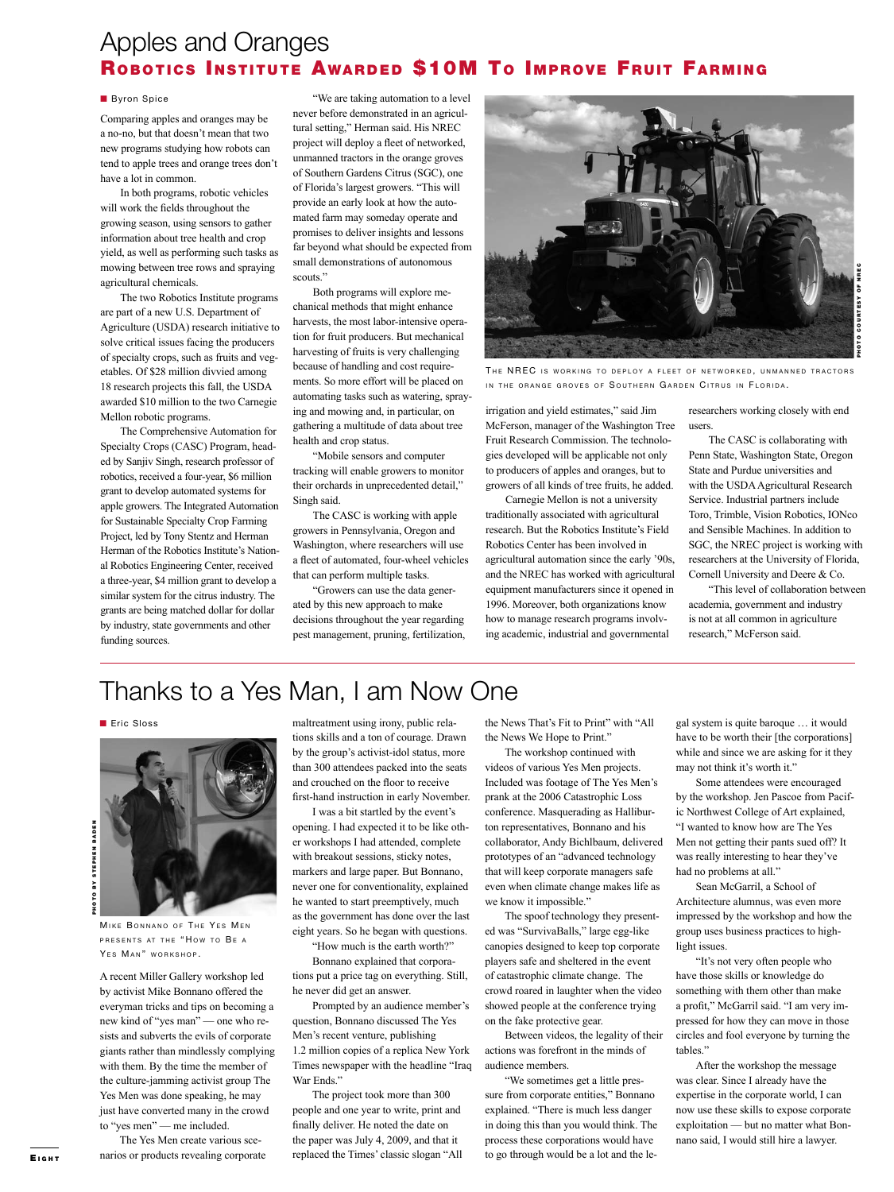# Apples and Oranges

## Robotics Institute Awarded $10M To Improve Fruit Farming

■ Byron Spice

Comparing apples and oranges may be a no-no, but that doesn't mean that two new programs studying how robots can tend to apple trees and orange trees don't have a lot in common.

In both programs, robotic vehicles will work the fields throughout the growing season, using sensors to gather information about tree health and crop yield, as well as performing such tasks as mowing between tree rows and spraying agricultural chemicals.

The two Robotics Institute programs are part of a new U.S. Department of Agriculture (USDA) research initiative to solve critical issues facing the producers of specialty crops, such as fruits and vegetables. Of $28 million divvied among 18 research projects this fall, the USDA awarded $10 million to the two Carnegie Mellon robotic programs.

The Comprehensive Automation for Specialty Crops (CASC) Program, headed by Sanjiv Singh, research professor of robotics, received a four-year, $6 million grant to develop automated systems for apple growers. The Integrated Automation for Sustainable Specialty Crop Farming Project, led by Tony Stentz and Herman Herman of the Robotics Institute's National Robotics Engineering Center, received a three-year, $4 million grant to develop a similar system for the citrus industry. The grants are being matched dollar for dollar by industry, state governments and other funding sources.

"We are taking automation to a level never before demonstrated in an agricultural setting," Herman said. His NREC project will deploy a fleet of networked, unmanned tractors in the orange groves of Southern Gardens Citrus (SGC), one of Florida's largest growers. "This will provide an early look at how the automated farm may someday operate and promises to deliver insights and lessons far beyond what should be expected from small demonstrations of autonomous scouts."

Both programs will explore mechanical methods that might enhance harvests, the most labor-intensive operation for fruit producers. But mechanical harvesting of fruits is very challenging because of handling and cost requirements. So more effort will be placed on automating tasks such as watering, spraying and mowing and, in particular, on gathering a multitude of data about tree health and crop status.

"Mobile sensors and computer tracking will enable growers to monitor their orchards in unprecedented detail," Singh said.

The CASC is working with apple growers in Pennsylvania, Oregon and Washington, where researchers will use a fleet of automated, four-wheel vehicles that can perform multiple tasks.

"Growers can use the data generated by this new approach to make decisions throughout the year regarding pest management, pruning, fertilization, irrigation and yield estimates," said Jim McFerson, manager of the Washington Tree Fruit Research Commission. The technologies developed will be applicable not only to producers of apples and oranges, but to growers of all kinds of tree fruits, he added.

PHOTO COURTESY OF NREC

The NREC is working to deploy a fleet of networked, unmanned tractors in the orange groves of Southern Garden Citrus in Florida.

Carnegie Mellon is not a university traditionally associated with agricultural research. But the Robotics Institute's Field Robotics Center has been involved in agricultural automation since the early '90s, and the NREC has worked with agricultural equipment manufacturers since it opened in 1996. Moreover, both organizations know how to manage research programs involving academic, industrial and governmental researchers working closely with end users.

The CASC is collaborating with Penn State, Washington State, Oregon State and Purdue universities and with the USDA Agricultural Research Service. Industrial partners include Toro, Trimble, Vision Robotics, IONco and Sensible Machines. In addition to SGC, the NREC project is working with researchers at the University of Florida, Cornell University and Deere & Co.

"This level of collaboration between academia, government and industry is not at all common in agriculture research," McFerson said.

# Thanks to a Yes Man, I am Now One

■ Eric Sloss

PHOTO BY STEPHEN BADEN

Mike Bonnano of The Yes Men presents at the "How to Be a Yes Man" workshop.

A recent Miller Gallery workshop led by activist Mike Bonnano offered the everyman tricks and tips on becoming a new kind of "yes man" — one who resists and subverts the evils of corporate giants rather than mindlessly complying with them. By the time the member of the culture-jamming activist group The Yes Men was done speaking, he may just have converted many in the crowd to "yes men" — me included.

The Yes Men create various scenarios or products revealing corporate maltreatment using irony, public relations skills and a ton of courage. Drawn by the group's activist-idol status, more than 300 attendees packed into the seats and crouched on the floor to receive first-hand instruction in early November.

I was a bit startled by the event's opening. I had expected it to be like other workshops I had attended, complete with breakout sessions, sticky notes, markers and large paper. But Bonnano, never one for conventionality, explained he wanted to start preemptively, much as the government has done over the last eight years. So he began with questions.

"How much is the earth worth?"

Bonnano explained that corporations put a price tag on everything. Still, he never did get an answer.

Prompted by an audience member's question, Bonnano discussed The Yes Men's recent venture, publishing 1.2 million copies of a replica New York Times newspaper with the headline "Iraq War Ends."

The project took more than 300 people and one year to write, print and finally deliver. He noted the date on the paper was July 4, 2009, and that it replaced the Times' classic slogan "All the News That's Fit to Print" with "All the News We Hope to Print."

The workshop continued with videos of various Yes Men projects. Included was footage of The Yes Men's prank at the 2006 Catastrophic Loss conference. Masquerading as Halliburton representatives, Bonnano and his collaborator, Andy Bichlbaum, delivered prototypes of an "advanced technology that will keep corporate managers safe even when climate change makes life as we know it impossible."

The spoof technology they presented was "SurvivaBalls," large egg-like canopies designed to keep top corporate players safe and sheltered in the event of catastrophic climate change. The crowd roared in laughter when the video showed people at the conference trying on the fake protective gear.

Between videos, the legality of their actions was forefront in the minds of audience members.

"We sometimes get a little pressure from corporate entities," Bonnano explained. "There is much less danger in doing this than you would think. The process these corporations would have to go through would be a lot and the legal system is quite baroque … it would have to be worth their [the corporations] while and since we are asking for it they may not think it's worth it."

Some attendees were encouraged by the workshop. Jen Pascoe from Pacific Northwest College of Art explained, "I wanted to know how are The Yes Men not getting their pants sued off? It was really interesting to hear they've had no problems at all."

Sean McGarril, a School of Architecture alumnus, was even more impressed by the workshop and how the group uses business practices to highlight issues.

"It's not very often people who have those skills or knowledge do something with them other than make a profit," McGarril said. "I am very impressed for how they can move in those circles and fool everyone by turning the tables."

After the workshop the message was clear. Since I already have the expertise in the corporate world, I can now use these skills to expose corporate exploitation — but no matter what Bonnano said, I would still hire a lawyer.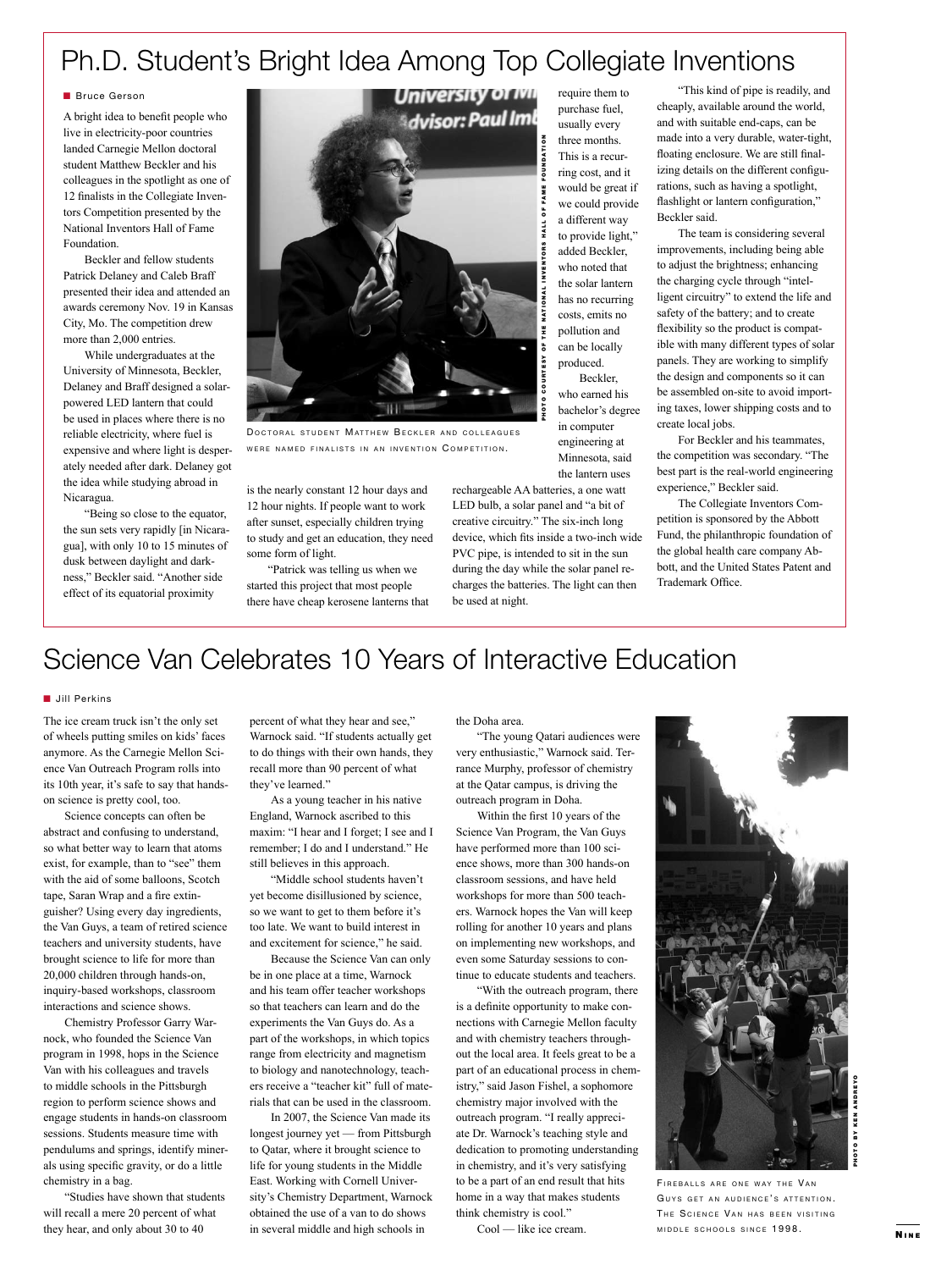# Ph.D. Student's Bright Idea Among Top Collegiate Inventions

■ Bruce Gerson

A bright idea to benefit people who live in electricity-poor countries landed Carnegie Mellon doctoral student Matthew Beckler and his colleagues in the spotlight as one of 12 finalists in the Collegiate Inventors Competition presented by the National Inventors Hall of Fame Foundation.

Beckler and fellow students Patrick Delaney and Caleb Braff presented their idea and attended an awards ceremony Nov. 19 in Kansas City, Mo. The competition drew more than 2,000 entries.

While undergraduates at the University of Minnesota, Beckler, Delaney and Braff designed a solar-powered LED lantern that could be used in places where there is no reliable electricity, where fuel is expensive and where light is desperately needed after dark. Delaney got the idea while studying abroad in Nicaragua.

"Being so close to the equator, the sun sets very rapidly [in Nicaragua], with only 10 to 15 minutes of dusk between daylight and darkness," Beckler said. "Another side effect of its equatorial proximity is the nearly constant 12 hour days and 12 hour nights. If people want to work after sunset, especially children trying to study and get an education, they need some form of light.

"Patrick was telling us when we started this project that most people there have cheap kerosene lanterns that require them to purchase fuel, usually every three months. This is a recurring cost, and it would be great if we could provide a different way to provide light," added Beckler, who noted that the solar lantern has no recurring costs, emits no pollution and can be locally produced.

Beckler, who earned his bachelor's degree in computer engineering at Minnesota, said the lantern uses rechargeable AA batteries, a one watt LED bulb, a solar panel and "a bit of creative circuitry." The six-inch long device, which fits inside a two-inch wide PVC pipe, is intended to sit in the sun during the day while the solar panel recharges the batteries. The light can then be used at night.

"This kind of pipe is readily, and cheaply, available around the world, and with suitable end-caps, can be made into a very durable, water-tight, floating enclosure. We are still finalizing details on the different configurations, such as having a spotlight, flashlight or lantern configuration," Beckler said.

The team is considering several improvements, including being able to adjust the brightness; enhancing the charging cycle through "intelligent circuitry" to extend the life and safety of the battery; and to create flexibility so the product is compatible with many different types of solar panels. They are working to simplify the design and components so it can be assembled on-site to avoid importing taxes, lower shipping costs and to create local jobs.

For Beckler and his teammates, the competition was secondary. "The best part is the real-world engineering experience," Beckler said.

The Collegiate Inventors Competition is sponsored by the Abbott Fund, the philanthropic foundation of the global health care company Abbott, and the United States Patent and Trademark Office.

Photo courtesy of the National Inventors Hall of Fame Foundation

Doctoral student Matthew Beckler and colleagues were named finalists in an invention Competition.

# Science Van Celebrates 10 Years of Interactive Education

■ Jill Perkins

The ice cream truck isn't the only set of wheels putting smiles on kids' faces anymore. As the Carnegie Mellon Science Van Outreach Program rolls into its 10th year, it's safe to say that hands-on science is pretty cool, too.

Science concepts can often be abstract and confusing to understand, so what better way to learn that atoms exist, for example, than to "see" them with the aid of some balloons, Scotch tape, Saran Wrap and a fire extinguisher? Using every day ingredients, the Van Guys, a team of retired science teachers and university students, have brought science to life for more than 20,000 children through hands-on, inquiry-based workshops, classroom interactions and science shows.

Chemistry Professor Garry Warnock, who founded the Science Van program in 1998, hops in the Science Van with his colleagues and travels to middle schools in the Pittsburgh region to perform science shows and engage students in hands-on classroom sessions. Students measure time with pendulums and springs, identify minerals using specific gravity, or do a little chemistry in a bag.

"Studies have shown that students will recall a mere 20 percent of what they hear, and only about 30 to 40 percent of what they hear and see," Warnock said. "If students actually get to do things with their own hands, they recall more than 90 percent of what they've learned."

As a young teacher in his native England, Warnock ascribed to this maxim: "I hear and I forget; I see and I remember; I do and I understand." He still believes in this approach.

"Middle school students haven't yet become disillusioned by science, so we want to get to them before it's too late. We want to build interest in and excitement for science," he said.

Because the Science Van can only be in one place at a time, Warnock and his team offer teacher workshops so that teachers can learn and do the experiments the Van Guys do. As a part of the workshops, in which topics range from electricity and magnetism to biology and nanotechnology, teachers receive a "teacher kit" full of materials that can be used in the classroom.

In 2007, the Science Van made its longest journey yet — from Pittsburgh to Qatar, where it brought science to life for young students in the Middle East. Working with Cornell University's Chemistry Department, Warnock obtained the use of a van to do shows in several middle and high schools in the Doha area.

"The young Qatari audiences were very enthusiastic," Warnock said. Terrance Murphy, professor of chemistry at the Qatar campus, is driving the outreach program in Doha.

Within the first 10 years of the Science Van Program, the Van Guys have performed more than 100 science shows, more than 300 hands-on classroom sessions, and have held workshops for more than 500 teachers. Warnock hopes the Van will keep rolling for another 10 years and plans on implementing new workshops, and even some Saturday sessions to continue to educate students and teachers.

"With the outreach program, there is a definite opportunity to make connections with Carnegie Mellon faculty and with chemistry teachers throughout the local area. It feels great to be a part of an educational process in chemistry," said Jason Fishel, a sophomore chemistry major involved with the outreach program. "I really appreciate Dr. Warnock's teaching style and dedication to promoting understanding in chemistry, and it's very satisfying to be a part of an end result that hits home in a way that makes students think chemistry is cool."

Cool — like ice cream.

Photo by Ken Andreyo

Fireballs are one way the Van Guys get an audience's attention. The Science Van has been visiting middle schools since 1998.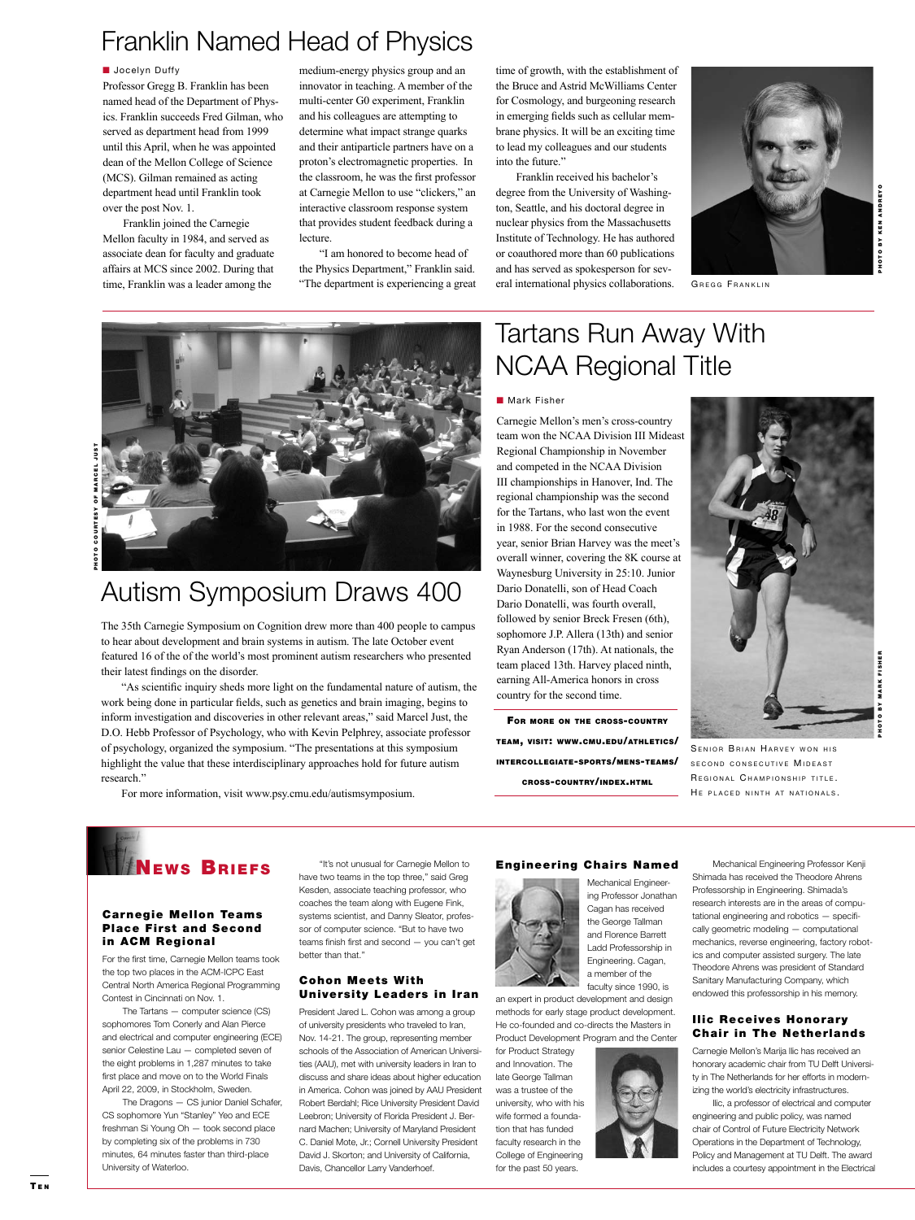# Franklin Named Head of Physics

Jocelyn Duffy

Professor Gregg B. Franklin has been named head of the Department of Physics. Franklin succeeds Fred Gilman, who served as department head from 1999 until this April, when he was appointed dean of the Mellon College of Science (MCS). Gilman remained as acting department head until Franklin took over the post Nov. 1.

Franklin joined the Carnegie Mellon faculty in 1984, and served as associate dean for faculty and graduate affairs at MCS since 2002. During that time, Franklin was a leader among the medium-energy physics group and an innovator in teaching. A member of the multi-center G0 experiment, Franklin and his colleagues are attempting to determine what impact strange quarks and their antiparticle partners have on a proton's electromagnetic properties. In the classroom, he was the first professor at Carnegie Mellon to use "clickers," an interactive classroom response system that provides student feedback during a lecture.

"I am honored to become head of the Physics Department," Franklin said. "The department is experiencing a great time of growth, with the establishment of the Bruce and Astrid McWilliams Center for Cosmology, and burgeoning research in emerging fields such as cellular membrane physics. It will be an exciting time to lead my colleagues and our students into the future."

Franklin received his bachelor's degree from the University of Washington, Seattle, and his doctoral degree in nuclear physics from the Massachusetts Institute of Technology. He has authored or coauthored more than 60 publications and has served as spokesperson for several international physics collaborations.

Photo by Ken Andreyo

Gregg Franklin

Photo courtesy of Marcel Just

# Autism Symposium Draws 400

The 35th Carnegie Symposium on Cognition drew more than 400 people to campus to hear about development and brain systems in autism. The late October event featured 16 of the of the world's most prominent autism researchers who presented their latest findings on the disorder.

"As scientific inquiry sheds more light on the fundamental nature of autism, the work being done in particular fields, such as genetics and brain imaging, begins to inform investigation and discoveries in other relevant areas," said Marcel Just, the D.O. Hebb Professor of Psychology, who with Kevin Pelphrey, associate professor of psychology, organized the symposium. "The presentations at this symposium highlight the value that these interdisciplinary approaches hold for future autism research."

For more information, visit www.psy.cmu.edu/autismsymposium.

# Tartans Run Away With NCAA Regional Title

Mark Fisher

Carnegie Mellon's men's cross-country team won the NCAA Division III Mideast Regional Championship in November and competed in the NCAA Division III championships in Hanover, Ind. The regional championship was the second for the Tartans, who last won the event in 1988. For the second consecutive year, senior Brian Harvey was the meet's overall winner, covering the 8K course at Waynesburg University in 25:10. Junior Dario Donatelli, son of Head Coach Dario Donatelli, was fourth overall, followed by senior Breck Fresen (6th), sophomore J.P. Allera (13th) and senior Ryan Anderson (17th). At nationals, the team placed 13th. Harvey placed ninth, earning All-America honors in cross country for the second time.

**For more on the cross-country team, visit: www.cmu.edu/athletics/intercollegiate-sports/mens-teams/cross-country/index.html**

Photo by Mark Fisher

Senior Brian Harvey won his second consecutive Mideast Regional Championship title. He placed ninth at nationals.

# News Briefs

### Carnegie Mellon Teams Place First and Second in ACM Regional

For the first time, Carnegie Mellon teams took the top two places in the ACM-ICPC East Central North America Regional Programming Contest in Cincinnati on Nov. 1.

The Tartans — computer science (CS) sophomores Tom Conerly and Alan Pierce and electrical and computer engineering (ECE) senior Celestine Lau — completed seven of the eight problems in 1,287 minutes to take first place and move on to the World Finals April 22, 2009, in Stockholm, Sweden.

The Dragons — CS junior Daniel Schafer, CS sophomore Yun "Stanley" Yeo and ECE freshman Si Young Oh — took second place by completing six of the problems in 730 minutes, 64 minutes faster than third-place University of Waterloo.

"It's not unusual for Carnegie Mellon to have two teams in the top three," said Greg Kesden, associate teaching professor, who coaches the team along with Eugene Fink, systems scientist, and Danny Sleator, professor of computer science. "But to have two teams finish first and second — you can't get better than that."

### Cohon Meets With University Leaders in Iran

President Jared L. Cohon was among a group of university presidents who traveled to Iran, Nov. 14-21. The group, representing member schools of the Association of American Universities (AAU), met with university leaders in Iran to discuss and share ideas about higher education in America. Cohon was joined by AAU President Robert Berdahl; Rice University President David Leebron; University of Florida President J. Bernard Machen; University of Maryland President C. Daniel Mote, Jr.; Cornell University President David J. Skorton; and University of California, Davis, Chancellor Larry Vanderhoef.

### Engineering Chairs Named

Mechanical Engineering Professor Jonathan Cagan has received the George Tallman and Florence Barrett Ladd Professorship in Engineering. Cagan, a member of the faculty since 1990, is an expert in product development and design methods for early stage product development. He co-founded and co-directs the Masters in Product Development Program and the Center for Product Strategy and Innovation. The late George Tallman was a trustee of the university, who with his wife formed a foundation that has funded faculty research in the College of Engineering for the past 50 years.

Mechanical Engineering Professor Kenji Shimada has received the Theodore Ahrens Professorship in Engineering. Shimada's research interests are in the areas of computational engineering and robotics — specifically geometric modeling — computational mechanics, reverse engineering, factory robotics and computer assisted surgery. The late Theodore Ahrens was president of Standard Sanitary Manufacturing Company, which endowed this professorship in his memory.

### Ilic Receives Honorary Chair in The Netherlands

Carnegie Mellon's Marija Ilic has received an honorary academic chair from TU Delft University in The Netherlands for her efforts in modernizing the world's electricity infrastructures.

Ilic, a professor of electrical and computer engineering and public policy, was named chair of Control of Future Electricity Network Operations in the Department of Technology, Policy and Management at TU Delft. The award includes a courtesy appointment in the Electrical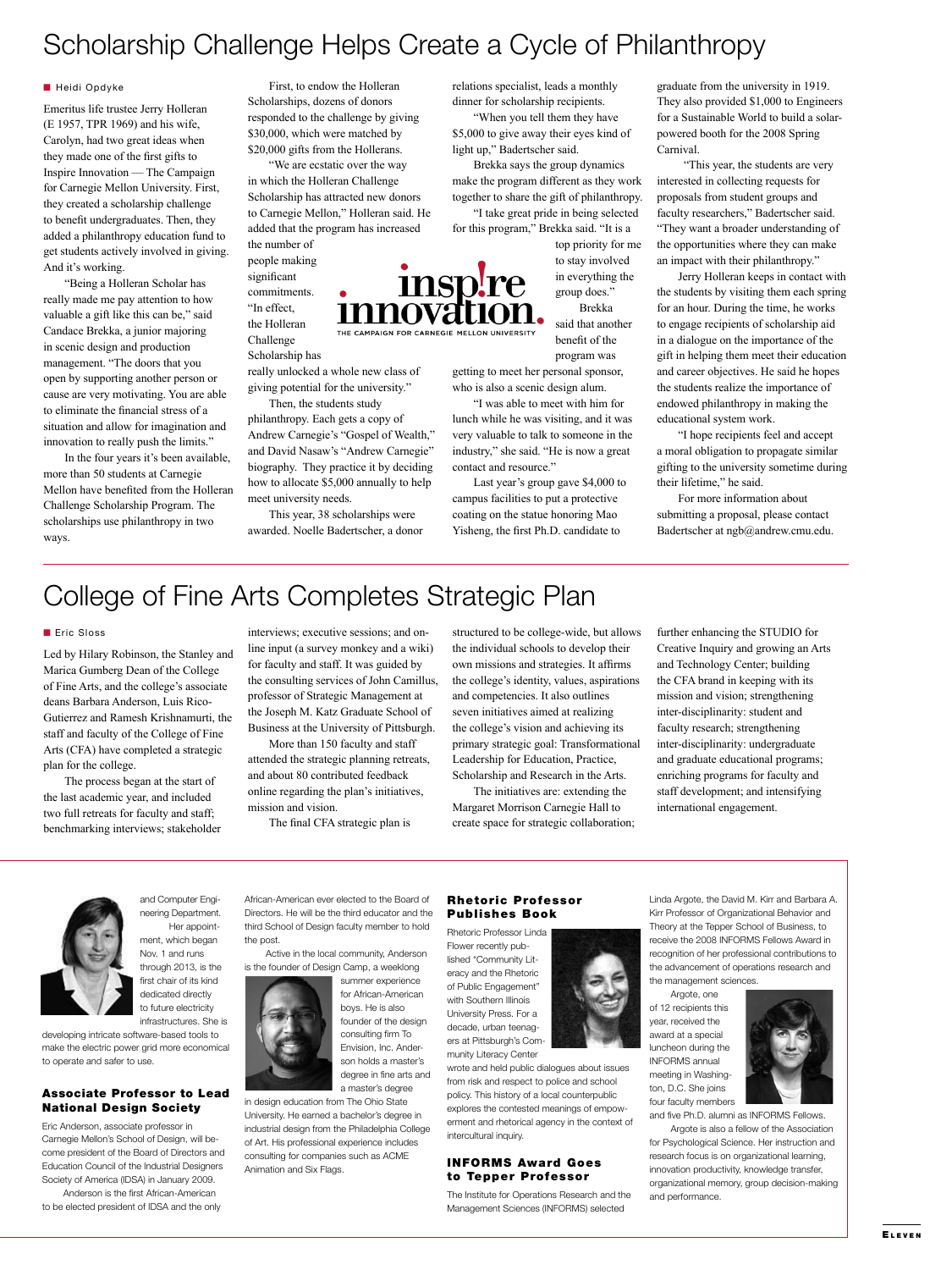# Scholarship Challenge Helps Create a Cycle of Philanthropy

■ Heidi Opdyke

Emeritus life trustee Jerry Holleran (E 1957, TPR 1969) and his wife, Carolyn, had two great ideas when they made one of the first gifts to Inspire Innovation — The Campaign for Carnegie Mellon University. First, they created a scholarship challenge to benefit undergraduates. Then, they added a philanthropy education fund to get students actively involved in giving. And it's working.

"Being a Holleran Scholar has really made me pay attention to how valuable a gift like this can be," said Candace Brekka, a junior majoring in scenic design and production management. "The doors that you open by supporting another person or cause are very motivating. You are able to eliminate the financial stress of a situation and allow for imagination and innovation to really push the limits."

In the four years it's been available, more than 50 students at Carnegie Mellon have benefited from the Holleran Challenge Scholarship Program. The scholarships use philanthropy in two ways.

First, to endow the Holleran Scholarships, dozens of donors responded to the challenge by giving $30,000, which were matched by $20,000 gifts from the Hollerans.

"We are ecstatic over the way in which the Holleran Challenge Scholarship has attracted new donors to Carnegie Mellon," Holleran said. He added that the program has increased the number of people making significant commitments. "In effect, the Holleran Challenge Scholarship has really unlocked a whole new class of giving potential for the university."

Then, the students study philanthropy. Each gets a copy of Andrew Carnegie's "Gospel of Wealth," and David Nasaw's "Andrew Carnegie" biography. They practice it by deciding how to allocate $5,000 annually to help meet university needs.

This year, 38 scholarships were awarded. Noelle Badertscher, a donor relations specialist, leads a monthly dinner for scholarship recipients.

"When you tell them they have $5,000 to give away their eyes kind of light up," Badertscher said.

Brekka says the group dynamics make the program different as they work together to share the gift of philanthropy.

"I take great pride in being selected for this program," Brekka said. "It is a top priority for me to stay involved in everything the group does."

Brekka said that another benefit of the program was getting to meet her personal sponsor, who is also a scenic design alum.

"I was able to meet with him for lunch while he was visiting, and it was very valuable to talk to someone in the industry," she said. "He is now a great contact and resource."

Last year's group gave $4,000 to campus facilities to put a protective coating on the statue honoring Mao Yisheng, the first Ph.D. candidate to graduate from the university in 1919. They also provided $1,000 to Engineers for a Sustainable World to build a solar-powered booth for the 2008 Spring Carnival.

"This year, the students are very interested in collecting requests for proposals from student groups and faculty researchers," Badertscher said. "They want a broader understanding of the opportunities where they can make an impact with their philanthropy."

Jerry Holleran keeps in contact with the students by visiting them each spring for an hour. During the time, he works to engage recipients of scholarship aid in a dialogue on the importance of the gift in helping them meet their education and career objectives. He said he hopes the students realize the importance of endowed philanthropy in making the educational system work.

"I hope recipients feel and accept a moral obligation to propagate similar gifting to the university sometime during their lifetime," he said.

For more information about submitting a proposal, please contact Badertscher at ngb@andrew.cmu.edu.

# College of Fine Arts Completes Strategic Plan

■ Eric Sloss

Led by Hilary Robinson, the Stanley and Marica Gumberg Dean of the College of Fine Arts, and the college's associate deans Barbara Anderson, Luis Rico-Gutierrez and Ramesh Krishnamurti, the staff and faculty of the College of Fine Arts (CFA) have completed a strategic plan for the college.

The process began at the start of the last academic year, and included two full retreats for faculty and staff; benchmarking interviews; stakeholder interviews; executive sessions; and on-line input (a survey monkey and a wiki) for faculty and staff. It was guided by the consulting services of John Camillus, professor of Strategic Management at the Joseph M. Katz Graduate School of Business at the University of Pittsburgh.

More than 150 faculty and staff attended the strategic planning retreats, and about 80 contributed feedback online regarding the plan's initiatives, mission and vision.

The final CFA strategic plan is structured to be college-wide, but allows the individual schools to develop their own missions and strategies. It affirms the college's identity, values, aspirations and competencies. It also outlines seven initiatives aimed at realizing the college's vision and achieving its primary strategic goal: Transformational Leadership for Education, Practice, Scholarship and Research in the Arts.

The initiatives are: extending the Margaret Morrison Carnegie Hall to create space for strategic collaboration; further enhancing the STUDIO for Creative Inquiry and growing an Arts and Technology Center; building the CFA brand in keeping with its mission and vision; strengthening inter-disciplinarity: student and faculty research; strengthening inter-disciplinarity: undergraduate and graduate educational programs; enriching programs for faculty and staff development; and intensifying international engagement.

and Computer Engineering Department.

Her appointment, which began Nov. 1 and runs through 2013, is the first chair of its kind dedicated directly to future electricity infrastructures. She is developing intricate software-based tools to make the electric power grid more economical to operate and safer to use.

### Associate Professor to Lead National Design Society

Eric Anderson, associate professor in Carnegie Mellon's School of Design, will become president of the Board of Directors and Education Council of the Industrial Designers Society of America (IDSA) in January 2009.

Anderson is the first African-American to be elected president of IDSA and the only African-American ever elected to the Board of Directors. He will be the third educator and the third School of Design faculty member to hold the post.

Active in the local community, Anderson is the founder of Design Camp, a weeklong summer experience for African-American boys. He is also founder of the design consulting firm To Envision, Inc. Anderson holds a master's degree in fine arts and a master's degree in design education from The Ohio State University. He earned a bachelor's degree in industrial design from the Philadelphia College of Art. His professional experience includes consulting for companies such as ACME Animation and Six Flags.

### Rhetoric Professor Publishes Book

Rhetoric Professor Linda Flower recently published "Community Literacy and the Rhetoric of Public Engagement" with Southern Illinois University Press. For a decade, urban teenagers at Pittsburgh's Community Literacy Center wrote and held public dialogues about issues from risk and respect to police and school policy. This history of a local counterpublic explores the contested meanings of empowerment and rhetorical agency in the context of intercultural inquiry.

### INFORMS Award Goes to Tepper Professor

The Institute for Operations Research and the Management Sciences (INFORMS) selected Linda Argote, the David M. Kirr and Barbara A. Kirr Professor of Organizational Behavior and Theory at the Tepper School of Business, to receive the 2008 INFORMS Fellows Award in recognition of her professional contributions to the advancement of operations research and the management sciences.

Argote, one of 12 recipients this year, received the award at a special luncheon during the INFORMS annual meeting in Washington, D.C. She joins four faculty members and five Ph.D. alumni as INFORMS Fellows.

Argote is also a fellow of the Association for Psychological Science. Her instruction and research focus is on organizational learning, innovation productivity, knowledge transfer, organizational memory, group decision-making and performance.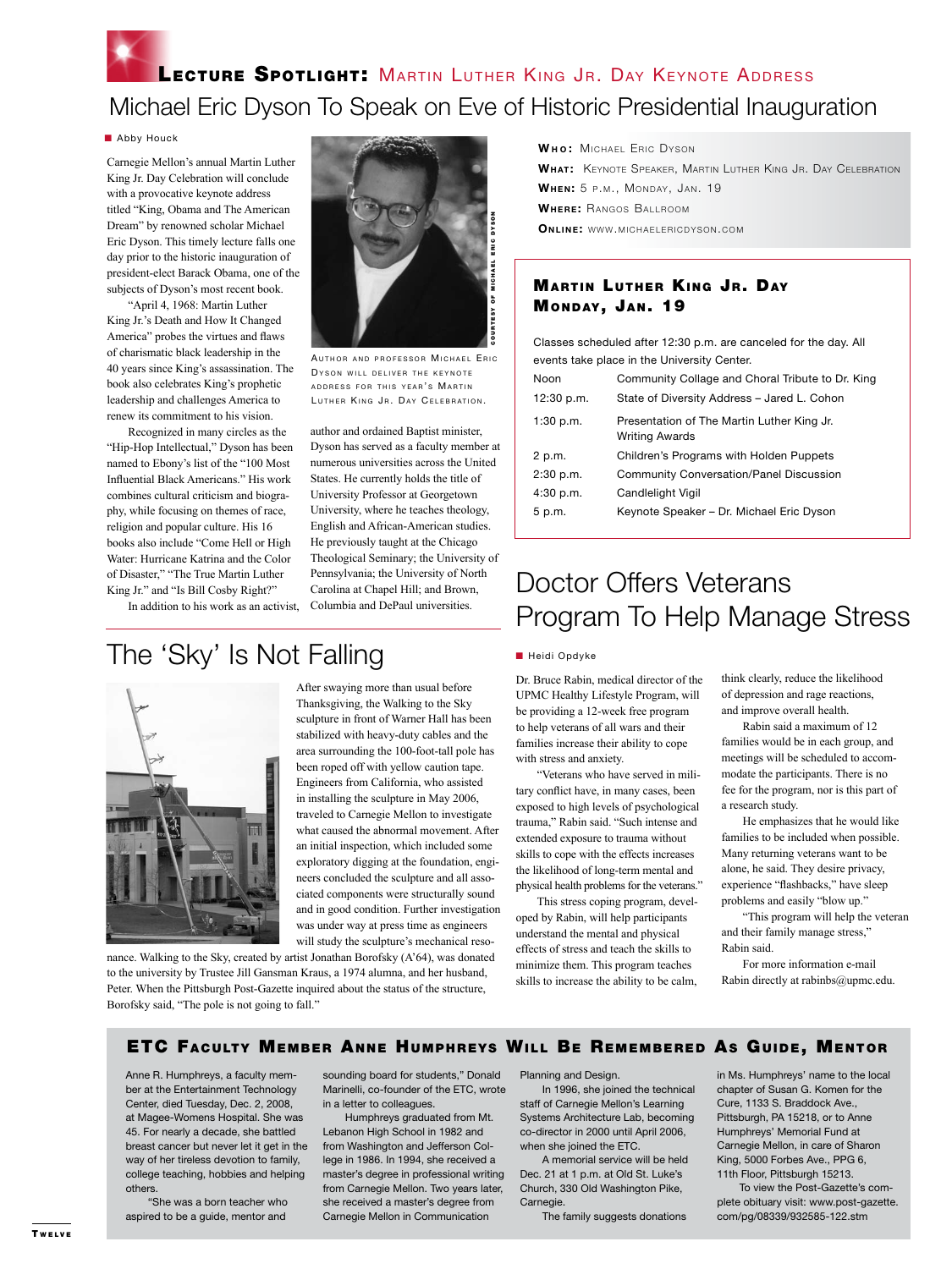## LECTURE SPOTLIGHT: MARTIN LUTHER KING JR. DAY KEYNOTE ADDRESS

# Michael Eric Dyson To Speak on Eve of Historic Presidential Inauguration

Abby Houck

Carnegie Mellon's annual Martin Luther King Jr. Day Celebration will conclude with a provocative keynote address titled "King, Obama and The American Dream" by renowned scholar Michael Eric Dyson. This timely lecture falls one day prior to the historic inauguration of president-elect Barack Obama, one of the subjects of Dyson's most recent book.

"April 4, 1968: Martin Luther King Jr.'s Death and How It Changed America" probes the virtues and flaws of charismatic black leadership in the 40 years since King's assassination. The book also celebrates King's prophetic leadership and challenges America to renew its commitment to his vision.

Recognized in many circles as the "Hip-Hop Intellectual," Dyson has been named to Ebony's list of the "100 Most Influential Black Americans." His work combines cultural criticism and biography, while focusing on themes of race, religion and popular culture. His 16 books also include "Come Hell or High Water: Hurricane Katrina and the Color of Disaster," "The True Martin Luther King Jr." and "Is Bill Cosby Right?"

In addition to his work as an activist, author and ordained Baptist minister, Dyson has served as a faculty member at numerous universities across the United States. He currently holds the title of University Professor at Georgetown University, where he teaches theology, English and African-American studies. He previously taught at the Chicago Theological Seminary; the University of Pennsylvania; the University of North Carolina at Chapel Hill; and Brown, Columbia and DePaul universities.

COURTESY OF MICHAEL ERIC DYSON

Author and professor Michael Eric Dyson will deliver the keynote address for this year's Martin Luther King Jr. Day Celebration.

**WHO:** Michael Eric Dyson
**WHAT:** Keynote Speaker, Martin Luther King Jr. Day Celebration
**WHEN:** 5 p.m., Monday, Jan. 19
**WHERE:** Rangos Ballroom
**ONLINE:** www.michaelericdyson.com

### MARTIN LUTHER KING JR. DAY MONDAY, JAN. 19

Classes scheduled after 12:30 p.m. are canceled for the day. All events take place in the University Center.

| | |
|---|---|
| Noon | Community Collage and Choral Tribute to Dr. King |
| 12:30 p.m. | State of Diversity Address – Jared L. Cohon |
| 1:30 p.m. | Presentation of The Martin Luther King Jr. Writing Awards |
| 2 p.m. | Children's Programs with Holden Puppets |
| 2:30 p.m. | Community Conversation/Panel Discussion |
| 4:30 p.m. | Candlelight Vigil |
| 5 p.m. | Keynote Speaker – Dr. Michael Eric Dyson |

# The 'Sky' Is Not Falling

After swaying more than usual before Thanksgiving, the Walking to the Sky sculpture in front of Warner Hall has been stabilized with heavy-duty cables and the area surrounding the 100-foot-tall pole has been roped off with yellow caution tape. Engineers from California, who assisted in installing the sculpture in May 2006, traveled to Carnegie Mellon to investigate what caused the abnormal movement. After an initial inspection, which included some exploratory digging at the foundation, engineers concluded the sculpture and all associated components were structurally sound and in good condition. Further investigation was under way at press time as engineers will study the sculpture's mechanical resonance. Walking to the Sky, created by artist Jonathan Borofsky (A'64), was donated to the university by Trustee Jill Gansman Kraus, a 1974 alumna, and her husband, Peter. When the Pittsburgh Post-Gazette inquired about the status of the structure, Borofsky said, "The pole is not going to fall."

# Doctor Offers Veterans Program To Help Manage Stress

Heidi Opdyke

Dr. Bruce Rabin, medical director of the UPMC Healthy Lifestyle Program, will be providing a 12-week free program to help veterans of all wars and their families increase their ability to cope with stress and anxiety.

"Veterans who have served in military conflict have, in many cases, been exposed to high levels of psychological trauma," Rabin said. "Such intense and extended exposure to trauma without skills to cope with the effects increases the likelihood of long-term mental and physical health problems for the veterans."

This stress coping program, developed by Rabin, will help participants understand the mental and physical effects of stress and teach the skills to minimize them. This program teaches skills to increase the ability to be calm, think clearly, reduce the likelihood of depression and rage reactions, and improve overall health.

Rabin said a maximum of 12 families would be in each group, and meetings will be scheduled to accommodate the participants. There is no fee for the program, nor is this part of a research study.

He emphasizes that he would like families to be included when possible. Many returning veterans want to be alone, he said. They desire privacy, experience "flashbacks," have sleep problems and easily "blow up."

"This program will help the veteran and their family manage stress," Rabin said.

For more information e-mail Rabin directly at rabinbs@upmc.edu.

## ETC FACULTY MEMBER ANNE HUMPHREYS WILL BE REMEMBERED AS GUIDE, MENTOR

Anne R. Humphreys, a faculty member at the Entertainment Technology Center, died Tuesday, Dec. 2, 2008, at Magee-Womens Hospital. She was 45. For nearly a decade, she battled breast cancer but never let it get in the way of her tireless devotion to family, college teaching, hobbies and helping others.

"She was a born teacher who aspired to be a guide, mentor and sounding board for students," Donald Marinelli, co-founder of the ETC, wrote in a letter to colleagues.

Humphreys graduated from Mt. Lebanon High School in 1982 and from Washington and Jefferson College in 1986. In 1994, she received a master's degree in professional writing from Carnegie Mellon. Two years later, she received a master's degree from Carnegie Mellon in Communication Planning and Design.

In 1996, she joined the technical staff of Carnegie Mellon's Learning Systems Architecture Lab, becoming co-director in 2000 until April 2006, when she joined the ETC.

A memorial service will be held Dec. 21 at 1 p.m. at Old St. Luke's Church, 330 Old Washington Pike, Carnegie.

The family suggests donations in Ms. Humphreys' name to the local chapter of Susan G. Komen for the Cure, 1133 S. Braddock Ave., Pittsburgh, PA 15218, or to Anne Humphreys' Memorial Fund at Carnegie Mellon, in care of Sharon King, 5000 Forbes Ave., PPG 6, 11th Floor, Pittsburgh 15213.

To view the Post-Gazette's complete obituary visit: www.post-gazette.com/pg/08339/932585-122.stm